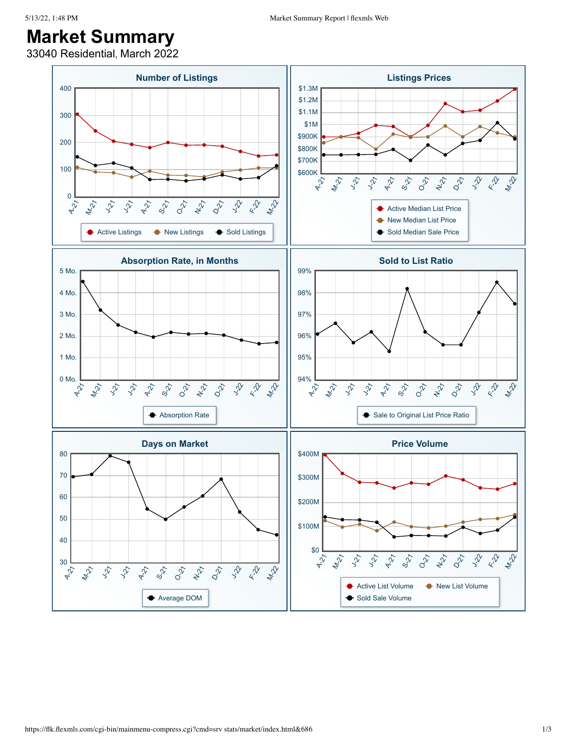# Market Summary

33040 Residential, March 2022

## Number of Listings

400
300
200
100
0

A-21 M-21 J-21 J-21 A-21 S-21 O-21 N-21 D-21 J-22 F-22 M-22

Active Listings, New Listings, Sold Listings

## Listings Prices

$1.3M
$1.2M
$1.1M
$1M
$900K
$800K
$700K
$600K

A-21 M-21 J-21 J-21 A-21 S-21 O-21 N-21 D-21 J-22 F-22 M-22

Active Median List Price, New Median List Price, Sold Median Sale Price

## Absorption Rate, in Months

5 Mo.
4 Mo.
3 Mo.
2 Mo.
1 Mo.
0 Mo.

A-21 M-21 J-21 J-21 A-21 S-21 O-21 N-21 D-21 J-22 F-22 M-22

Absorption Rate

## Sold to List Ratio

99%
98%
97%
96%
95%
94%

A-21 M-21 J-21 J-21 A-21 S-21 O-21 N-21 D-21 J-22 F-22 M-22

Sale to Original List Price Ratio

## Days on Market

80
70
60
50
40
30

A-21 M-21 J-21 J-21 A-21 S-21 O-21 N-21 D-21 J-22 F-22 M-22

Average DOM

## Price Volume

$400M
$300M
$200M
$100M
$0

A-21 M-21 J-21 J-21 A-21 S-21 O-21 N-21 D-21 J-22 F-22 M-22

Active List Volume, New List Volume, Sold Sale Volume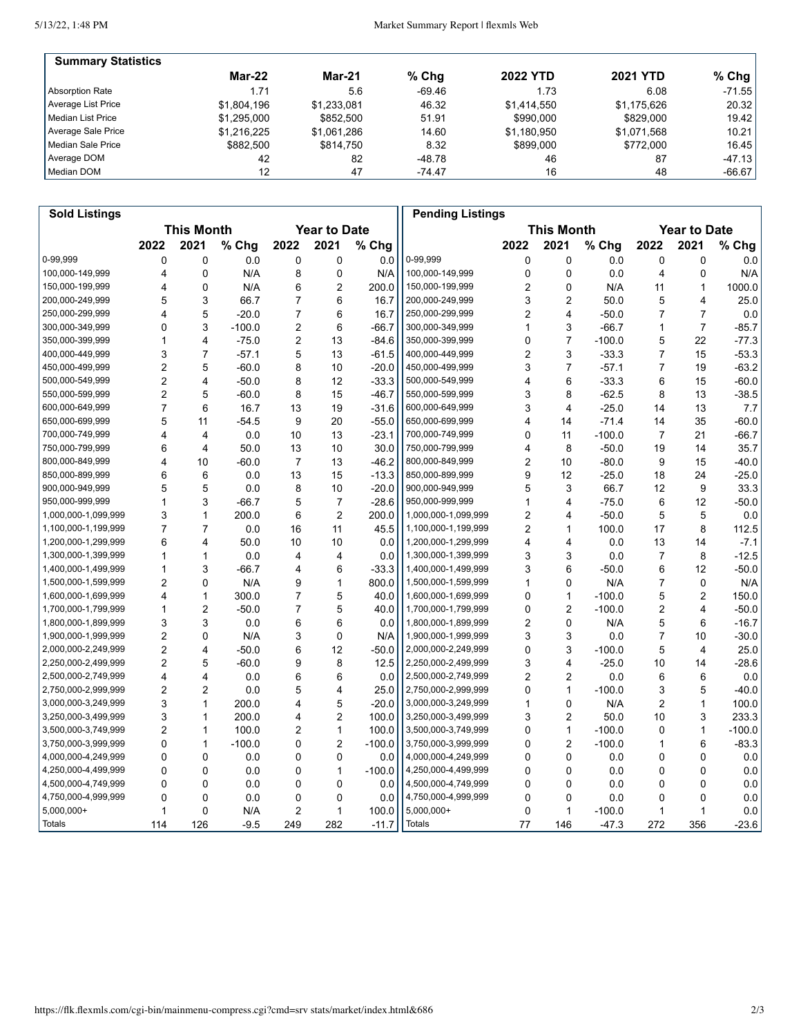## Summary Statistics

| | Mar-22 | Mar-21 | % Chg | 2022 YTD | 2021 YTD | % Chg |
|---|---|---|---|---|---|---|
| Absorption Rate | 1.71 | 5.6 | -69.46 | 1.73 | 6.08 | -71.55 |
| Average List Price | $1,804,196 | $1,233,081 | 46.32 | $1,414,550 | $1,175,626 | 20.32 |
| Median List Price | $1,295,000 | $852,500 | 51.91 | $990,000 | $829,000 | 19.42 |
| Average Sale Price | $1,216,225 | $1,061,286 | 14.60 | $1,180,950 | $1,071,568 | 10.21 |
| Median Sale Price | $882,500 | $814,750 | 8.32 | $899,000 | $772,000 | 16.45 |
| Average DOM | 42 | 82 | -48.78 | 46 | 87 | -47.13 |
| Median DOM | 12 | 47 | -74.47 | 16 | 48 | -66.67 |

## Sold Listings

| | This Month | | | Year to Date | | |
|---|---|---|---|---|---|---|
| | 2022 | 2021 | % Chg | 2022 | 2021 | % Chg |
| 0-99,999 | 0 | 0 | 0.0 | 0 | 0 | 0.0 |
| 100,000-149,999 | 4 | 0 | N/A | 8 | 0 | N/A |
| 150,000-199,999 | 4 | 0 | N/A | 6 | 2 | 200.0 |
| 200,000-249,999 | 5 | 3 | 66.7 | 7 | 6 | 16.7 |
| 250,000-299,999 | 4 | 5 | -20.0 | 7 | 6 | 16.7 |
| 300,000-349,999 | 0 | 3 | -100.0 | 2 | 6 | -66.7 |
| 350,000-399,999 | 1 | 4 | -75.0 | 2 | 13 | -84.6 |
| 400,000-449,999 | 3 | 7 | -57.1 | 5 | 13 | -61.5 |
| 450,000-499,999 | 2 | 5 | -60.0 | 8 | 10 | -20.0 |
| 500,000-549,999 | 2 | 4 | -50.0 | 8 | 12 | -33.3 |
| 550,000-599,999 | 2 | 5 | -60.0 | 8 | 15 | -46.7 |
| 600,000-649,999 | 7 | 6 | 16.7 | 13 | 19 | -31.6 |
| 650,000-699,999 | 5 | 11 | -54.5 | 9 | 20 | -55.0 |
| 700,000-749,999 | 4 | 4 | 0.0 | 10 | 13 | -23.1 |
| 750,000-799,999 | 6 | 4 | 50.0 | 13 | 10 | 30.0 |
| 800,000-849,999 | 4 | 10 | -60.0 | 7 | 13 | -46.2 |
| 850,000-899,999 | 6 | 6 | 0.0 | 13 | 15 | -13.3 |
| 900,000-949,999 | 5 | 5 | 0.0 | 8 | 10 | -20.0 |
| 950,000-999,999 | 1 | 3 | -66.7 | 5 | 7 | -28.6 |
| 1,000,000-1,099,999 | 3 | 1 | 200.0 | 6 | 2 | 200.0 |
| 1,100,000-1,199,999 | 7 | 7 | 0.0 | 16 | 11 | 45.5 |
| 1,200,000-1,299,999 | 6 | 4 | 50.0 | 10 | 10 | 0.0 |
| 1,300,000-1,399,999 | 1 | 1 | 0.0 | 4 | 4 | 0.0 |
| 1,400,000-1,499,999 | 1 | 3 | -66.7 | 4 | 6 | -33.3 |
| 1,500,000-1,599,999 | 2 | 0 | N/A | 9 | 1 | 800.0 |
| 1,600,000-1,699,999 | 4 | 1 | 300.0 | 7 | 5 | 40.0 |
| 1,700,000-1,799,999 | 1 | 2 | -50.0 | 7 | 5 | 40.0 |
| 1,800,000-1,899,999 | 3 | 3 | 0.0 | 6 | 6 | 0.0 |
| 1,900,000-1,999,999 | 2 | 0 | N/A | 3 | 0 | N/A |
| 2,000,000-2,249,999 | 2 | 4 | -50.0 | 6 | 12 | -50.0 |
| 2,250,000-2,499,999 | 2 | 5 | -60.0 | 9 | 8 | 12.5 |
| 2,500,000-2,749,999 | 4 | 4 | 0.0 | 6 | 6 | 0.0 |
| 2,750,000-2,999,999 | 2 | 2 | 0.0 | 5 | 4 | 25.0 |
| 3,000,000-3,249,999 | 3 | 1 | 200.0 | 4 | 5 | -20.0 |
| 3,250,000-3,499,999 | 3 | 1 | 200.0 | 4 | 2 | 100.0 |
| 3,500,000-3,749,999 | 2 | 1 | 100.0 | 2 | 1 | 100.0 |
| 3,750,000-3,999,999 | 0 | 1 | -100.0 | 0 | 2 | -100.0 |
| 4,000,000-4,249,999 | 0 | 0 | 0.0 | 0 | 0 | 0.0 |
| 4,250,000-4,499,999 | 0 | 0 | 0.0 | 0 | 1 | -100.0 |
| 4,500,000-4,749,999 | 0 | 0 | 0.0 | 0 | 0 | 0.0 |
| 4,750,000-4,999,999 | 0 | 0 | 0.0 | 0 | 0 | 0.0 |
| 5,000,000+ | 1 | 0 | N/A | 2 | 1 | 100.0 |
| Totals | 114 | 126 | -9.5 | 249 | 282 | -11.7 |

## Pending Listings

| | This Month | | | Year to Date | | |
|---|---|---|---|---|---|---|
| | 2022 | 2021 | % Chg | 2022 | 2021 | % Chg |
| 0-99,999 | 0 | 0 | 0.0 | 0 | 0 | 0.0 |
| 100,000-149,999 | 0 | 0 | 0.0 | 4 | 0 | N/A |
| 150,000-199,999 | 2 | 0 | N/A | 11 | 1 | 1000.0 |
| 200,000-249,999 | 3 | 2 | 50.0 | 5 | 4 | 25.0 |
| 250,000-299,999 | 2 | 4 | -50.0 | 7 | 7 | 0.0 |
| 300,000-349,999 | 1 | 3 | -66.7 | 1 | 7 | -85.7 |
| 350,000-399,999 | 0 | 7 | -100.0 | 5 | 22 | -77.3 |
| 400,000-449,999 | 2 | 3 | -33.3 | 7 | 15 | -53.3 |
| 450,000-499,999 | 3 | 7 | -57.1 | 7 | 19 | -63.2 |
| 500,000-549,999 | 4 | 6 | -33.3 | 6 | 15 | -60.0 |
| 550,000-599,999 | 3 | 8 | -62.5 | 8 | 13 | -38.5 |
| 600,000-649,999 | 3 | 4 | -25.0 | 14 | 13 | 7.7 |
| 650,000-699,999 | 4 | 14 | -71.4 | 14 | 35 | -60.0 |
| 700,000-749,999 | 0 | 11 | -100.0 | 7 | 21 | -66.7 |
| 750,000-799,999 | 4 | 8 | -50.0 | 19 | 14 | 35.7 |
| 800,000-849,999 | 2 | 10 | -80.0 | 9 | 15 | -40.0 |
| 850,000-899,999 | 9 | 12 | -25.0 | 18 | 24 | -25.0 |
| 900,000-949,999 | 5 | 3 | 66.7 | 12 | 9 | 33.3 |
| 950,000-999,999 | 1 | 4 | -75.0 | 6 | 12 | -50.0 |
| 1,000,000-1,099,999 | 2 | 4 | -50.0 | 5 | 5 | 0.0 |
| 1,100,000-1,199,999 | 2 | 1 | 100.0 | 17 | 8 | 112.5 |
| 1,200,000-1,299,999 | 4 | 4 | 0.0 | 13 | 14 | -7.1 |
| 1,300,000-1,399,999 | 3 | 3 | 0.0 | 7 | 8 | -12.5 |
| 1,400,000-1,499,999 | 3 | 6 | -50.0 | 6 | 12 | -50.0 |
| 1,500,000-1,599,999 | 1 | 0 | N/A | 7 | 0 | N/A |
| 1,600,000-1,699,999 | 0 | 1 | -100.0 | 5 | 2 | 150.0 |
| 1,700,000-1,799,999 | 0 | 2 | -100.0 | 2 | 4 | -50.0 |
| 1,800,000-1,899,999 | 2 | 0 | N/A | 5 | 6 | -16.7 |
| 1,900,000-1,999,999 | 3 | 3 | 0.0 | 7 | 10 | -30.0 |
| 2,000,000-2,249,999 | 0 | 3 | -100.0 | 5 | 4 | 25.0 |
| 2,250,000-2,499,999 | 3 | 4 | -25.0 | 10 | 14 | -28.6 |
| 2,500,000-2,749,999 | 2 | 2 | 0.0 | 6 | 6 | 0.0 |
| 2,750,000-2,999,999 | 0 | 1 | -100.0 | 3 | 5 | -40.0 |
| 3,000,000-3,249,999 | 1 | 0 | N/A | 2 | 1 | 100.0 |
| 3,250,000-3,499,999 | 3 | 2 | 50.0 | 10 | 3 | 233.3 |
| 3,500,000-3,749,999 | 0 | 1 | -100.0 | 0 | 1 | -100.0 |
| 3,750,000-3,999,999 | 0 | 2 | -100.0 | 1 | 6 | -83.3 |
| 4,000,000-4,249,999 | 0 | 0 | 0.0 | 0 | 0 | 0.0 |
| 4,250,000-4,499,999 | 0 | 0 | 0.0 | 0 | 0 | 0.0 |
| 4,500,000-4,749,999 | 0 | 0 | 0.0 | 0 | 0 | 0.0 |
| 4,750,000-4,999,999 | 0 | 0 | 0.0 | 0 | 0 | 0.0 |
| 5,000,000+ | 0 | 1 | -100.0 | 1 | 1 | 0.0 |
| Totals | 77 | 146 | -47.3 | 272 | 356 | -23.6 |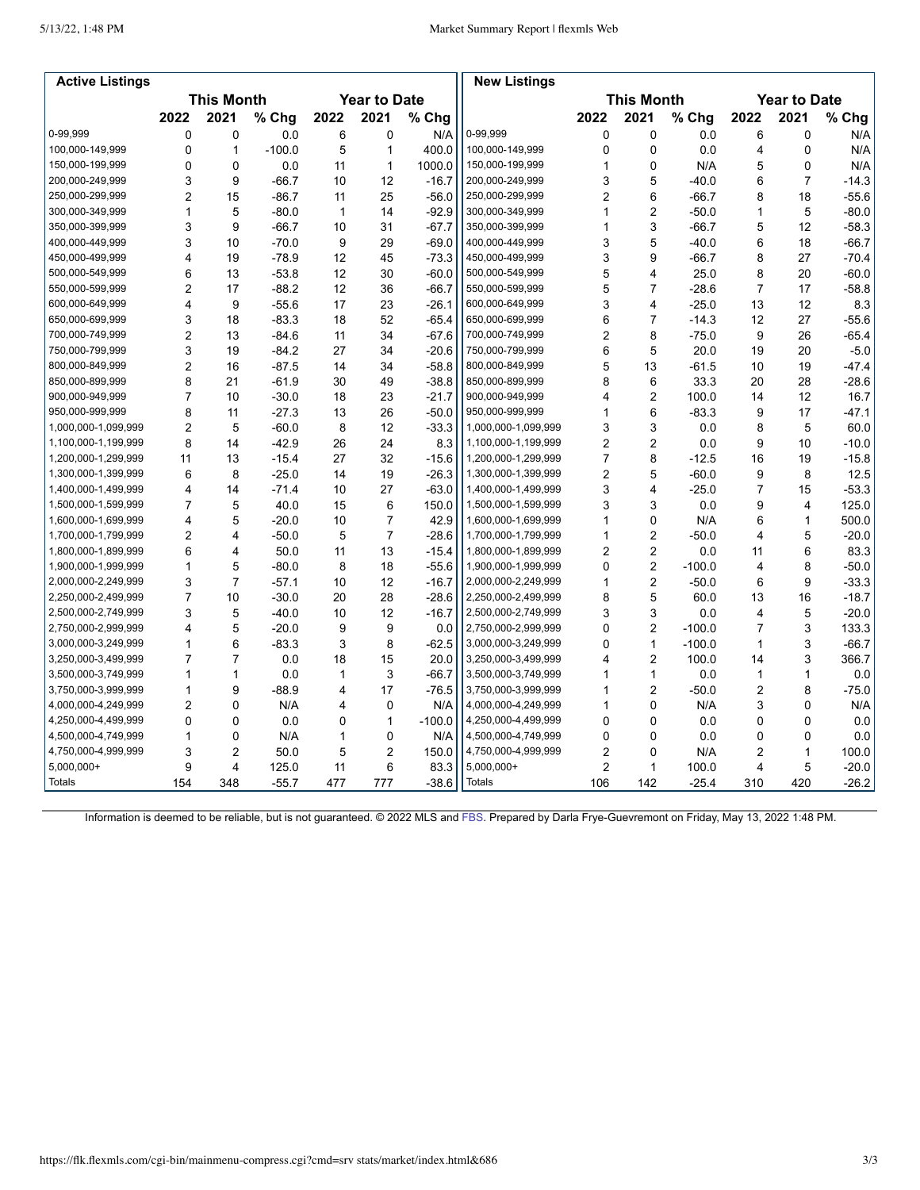| Active Listings | This Month | | | Year to Date | | |
|---|---|---|---|---|---|---|
| | 2022 | 2021 | % Chg | 2022 | 2021 | % Chg |
| 0-99,999 | 0 | 0 | 0.0 | 6 | 0 | N/A |
| 100,000-149,999 | 0 | 1 | -100.0 | 5 | 1 | 400.0 |
| 150,000-199,999 | 0 | 0 | 0.0 | 11 | 1 | 1000.0 |
| 200,000-249,999 | 3 | 9 | -66.7 | 10 | 12 | -16.7 |
| 250,000-299,999 | 2 | 15 | -86.7 | 11 | 25 | -56.0 |
| 300,000-349,999 | 1 | 5 | -80.0 | 1 | 14 | -92.9 |
| 350,000-399,999 | 3 | 9 | -66.7 | 10 | 31 | -67.7 |
| 400,000-449,999 | 3 | 10 | -70.0 | 9 | 29 | -69.0 |
| 450,000-499,999 | 4 | 19 | -78.9 | 12 | 45 | -73.3 |
| 500,000-549,999 | 6 | 13 | -53.8 | 12 | 30 | -60.0 |
| 550,000-599,999 | 2 | 17 | -88.2 | 12 | 36 | -66.7 |
| 600,000-649,999 | 4 | 9 | -55.6 | 17 | 23 | -26.1 |
| 650,000-699,999 | 3 | 18 | -83.3 | 18 | 52 | -65.4 |
| 700,000-749,999 | 2 | 13 | -84.6 | 11 | 34 | -67.6 |
| 750,000-799,999 | 3 | 19 | -84.2 | 27 | 34 | -20.6 |
| 800,000-849,999 | 2 | 16 | -87.5 | 14 | 34 | -58.8 |
| 850,000-899,999 | 8 | 21 | -61.9 | 30 | 49 | -38.8 |
| 900,000-949,999 | 7 | 10 | -30.0 | 18 | 23 | -21.7 |
| 950,000-999,999 | 8 | 11 | -27.3 | 13 | 26 | -50.0 |
| 1,000,000-1,099,999 | 2 | 5 | -60.0 | 8 | 12 | -33.3 |
| 1,100,000-1,199,999 | 8 | 14 | -42.9 | 26 | 24 | 8.3 |
| 1,200,000-1,299,999 | 11 | 13 | -15.4 | 27 | 32 | -15.6 |
| 1,300,000-1,399,999 | 6 | 8 | -25.0 | 14 | 19 | -26.3 |
| 1,400,000-1,499,999 | 4 | 14 | -71.4 | 10 | 27 | -63.0 |
| 1,500,000-1,599,999 | 7 | 5 | 40.0 | 15 | 6 | 150.0 |
| 1,600,000-1,699,999 | 4 | 5 | -20.0 | 10 | 7 | 42.9 |
| 1,700,000-1,799,999 | 2 | 4 | -50.0 | 5 | 7 | -28.6 |
| 1,800,000-1,899,999 | 6 | 4 | 50.0 | 11 | 13 | -15.4 |
| 1,900,000-1,999,999 | 1 | 5 | -80.0 | 8 | 18 | -55.6 |
| 2,000,000-2,249,999 | 3 | 7 | -57.1 | 10 | 12 | -16.7 |
| 2,250,000-2,499,999 | 7 | 10 | -30.0 | 20 | 28 | -28.6 |
| 2,500,000-2,749,999 | 3 | 5 | -40.0 | 10 | 12 | -16.7 |
| 2,750,000-2,999,999 | 4 | 5 | -20.0 | 9 | 9 | 0.0 |
| 3,000,000-3,249,999 | 1 | 6 | -83.3 | 3 | 8 | -62.5 |
| 3,250,000-3,499,999 | 7 | 7 | 0.0 | 18 | 15 | 20.0 |
| 3,500,000-3,749,999 | 1 | 1 | 0.0 | 1 | 3 | -66.7 |
| 3,750,000-3,999,999 | 1 | 9 | -88.9 | 4 | 17 | -76.5 |
| 4,000,000-4,249,999 | 2 | 0 | N/A | 4 | 0 | N/A |
| 4,250,000-4,499,999 | 0 | 0 | 0.0 | 0 | 1 | -100.0 |
| 4,500,000-4,749,999 | 1 | 0 | N/A | 1 | 0 | N/A |
| 4,750,000-4,999,999 | 3 | 2 | 50.0 | 5 | 2 | 150.0 |
| 5,000,000+ | 9 | 4 | 125.0 | 11 | 6 | 83.3 |
| Totals | 154 | 348 | -55.7 | 477 | 777 | -38.6 |

| New Listings | This Month | | | Year to Date | | |
|---|---|---|---|---|---|---|
| | 2022 | 2021 | % Chg | 2022 | 2021 | % Chg |
| 0-99,999 | 0 | 0 | 0.0 | 6 | 0 | N/A |
| 100,000-149,999 | 0 | 0 | 0.0 | 4 | 0 | N/A |
| 150,000-199,999 | 1 | 0 | N/A | 5 | 0 | N/A |
| 200,000-249,999 | 3 | 5 | -40.0 | 6 | 7 | -14.3 |
| 250,000-299,999 | 2 | 6 | -66.7 | 8 | 18 | -55.6 |
| 300,000-349,999 | 1 | 2 | -50.0 | 1 | 5 | -80.0 |
| 350,000-399,999 | 1 | 3 | -66.7 | 5 | 12 | -58.3 |
| 400,000-449,999 | 3 | 5 | -40.0 | 6 | 18 | -66.7 |
| 450,000-499,999 | 3 | 9 | -66.7 | 8 | 27 | -70.4 |
| 500,000-549,999 | 5 | 4 | 25.0 | 8 | 20 | -60.0 |
| 550,000-599,999 | 5 | 7 | -28.6 | 7 | 17 | -58.8 |
| 600,000-649,999 | 3 | 4 | -25.0 | 13 | 12 | 8.3 |
| 650,000-699,999 | 6 | 7 | -14.3 | 12 | 27 | -55.6 |
| 700,000-749,999 | 2 | 8 | -75.0 | 9 | 26 | -65.4 |
| 750,000-799,999 | 6 | 5 | 20.0 | 19 | 20 | -5.0 |
| 800,000-849,999 | 5 | 13 | -61.5 | 10 | 19 | -47.4 |
| 850,000-899,999 | 8 | 6 | 33.3 | 20 | 28 | -28.6 |
| 900,000-949,999 | 4 | 2 | 100.0 | 14 | 12 | 16.7 |
| 950,000-999,999 | 1 | 6 | -83.3 | 9 | 17 | -47.1 |
| 1,000,000-1,099,999 | 3 | 3 | 0.0 | 8 | 5 | 60.0 |
| 1,100,000-1,199,999 | 2 | 2 | 0.0 | 9 | 10 | -10.0 |
| 1,200,000-1,299,999 | 7 | 8 | -12.5 | 16 | 19 | -15.8 |
| 1,300,000-1,399,999 | 2 | 5 | -60.0 | 9 | 8 | 12.5 |
| 1,400,000-1,499,999 | 3 | 4 | -25.0 | 7 | 15 | -53.3 |
| 1,500,000-1,599,999 | 3 | 3 | 0.0 | 9 | 4 | 125.0 |
| 1,600,000-1,699,999 | 1 | 0 | N/A | 6 | 1 | 500.0 |
| 1,700,000-1,799,999 | 1 | 2 | -50.0 | 4 | 5 | -20.0 |
| 1,800,000-1,899,999 | 2 | 2 | 0.0 | 11 | 6 | 83.3 |
| 1,900,000-1,999,999 | 0 | 2 | -100.0 | 4 | 8 | -50.0 |
| 2,000,000-2,249,999 | 1 | 2 | -50.0 | 6 | 9 | -33.3 |
| 2,250,000-2,499,999 | 8 | 5 | 60.0 | 13 | 16 | -18.7 |
| 2,500,000-2,749,999 | 3 | 3 | 0.0 | 4 | 5 | -20.0 |
| 2,750,000-2,999,999 | 0 | 2 | -100.0 | 7 | 3 | 133.3 |
| 3,000,000-3,249,999 | 0 | 1 | -100.0 | 1 | 3 | -66.7 |
| 3,250,000-3,499,999 | 4 | 2 | 100.0 | 14 | 3 | 366.7 |
| 3,500,000-3,749,999 | 1 | 1 | 0.0 | 1 | 1 | 0.0 |
| 3,750,000-3,999,999 | 1 | 2 | -50.0 | 2 | 8 | -75.0 |
| 4,000,000-4,249,999 | 1 | 0 | N/A | 3 | 0 | N/A |
| 4,250,000-4,499,999 | 0 | 0 | 0.0 | 0 | 0 | 0.0 |
| 4,500,000-4,749,999 | 0 | 0 | 0.0 | 0 | 0 | 0.0 |
| 4,750,000-4,999,999 | 2 | 0 | N/A | 2 | 1 | 100.0 |
| 5,000,000+ | 2 | 1 | 100.0 | 4 | 5 | -20.0 |
| Totals | 106 | 142 | -25.4 | 310 | 420 | -26.2 |

Information is deemed to be reliable, but is not guaranteed. © 2022 MLS and FBS. Prepared by Darla Frye-Guevremont on Friday, May 13, 2022 1:48 PM.